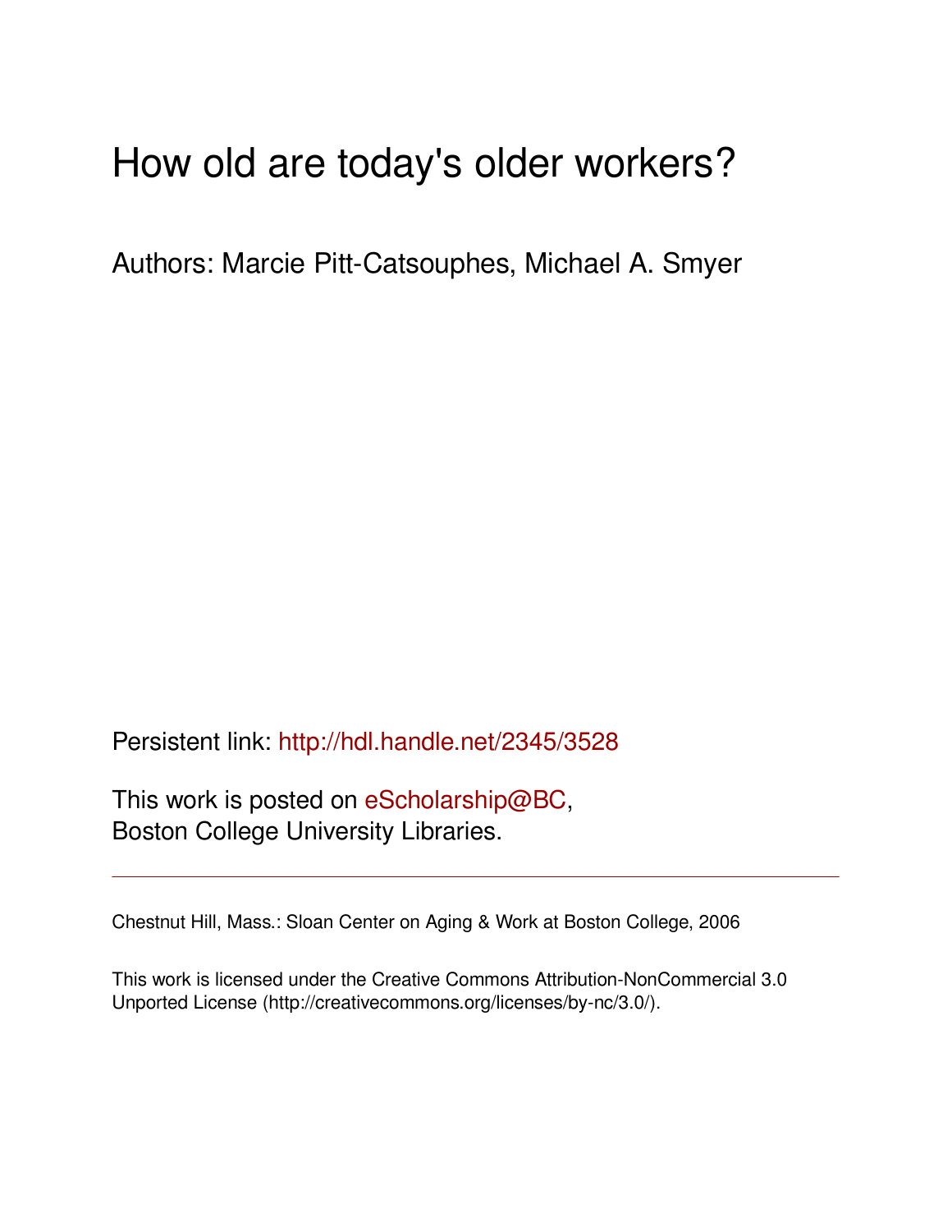# How old are today's older workers?

Authors: Marcie Pitt-Catsouphes, Michael A. Smyer

Persistent link: http://hdl.handle.net/2345/3528

This work is posted on eScholarship@BC, Boston College University Libraries.

---

Chestnut Hill, Mass.: Sloan Center on Aging & Work at Boston College, 2006

This work is licensed under the Creative Commons Attribution-NonCommercial 3.0 Unported License (http://creativecommons.org/licenses/by-nc/3.0/).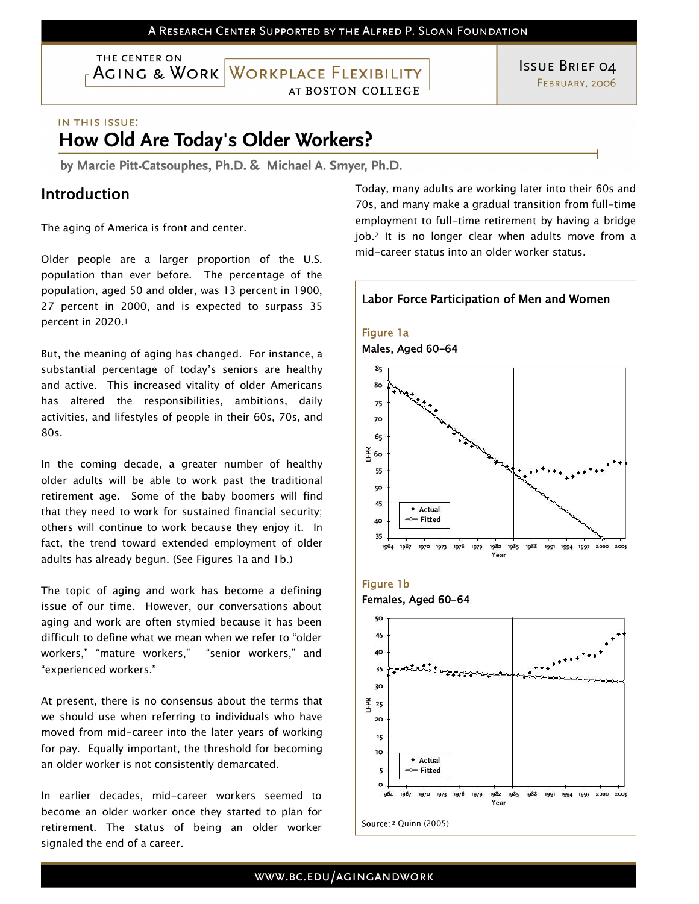A Research Center Supported by the Alfred P. Sloan Foundation

THE CENTER ON AGING & WORK | WORKPLACE FLEXIBILITY AT BOSTON COLLEGE

Issue Brief 04
February, 2006

IN THIS ISSUE:

# How Old Are Today's Older Workers?

**by Marcie Pitt-Catsouphes, Ph.D. & Michael A. Smyer, Ph.D.**

## Introduction

The aging of America is front and center.

Older people are a larger proportion of the U.S. population than ever before. The percentage of the population, aged 50 and older, was 13 percent in 1900, 27 percent in 2000, and is expected to surpass 35 percent in 2020.[1]

But, the meaning of aging has changed. For instance, a substantial percentage of today's seniors are healthy and active. This increased vitality of older Americans has altered the responsibilities, ambitions, daily activities, and lifestyles of people in their 60s, 70s, and 80s.

In the coming decade, a greater number of healthy older adults will be able to work past the traditional retirement age. Some of the baby boomers will find that they need to work for sustained financial security; others will continue to work because they enjoy it. In fact, the trend toward extended employment of older adults has already begun. (See Figures 1a and 1b.)

The topic of aging and work has become a defining issue of our time. However, our conversations about aging and work are often stymied because it has been difficult to define what we mean when we refer to "older workers," "mature workers," "senior workers," and "experienced workers."

At present, there is no consensus about the terms that we should use when referring to individuals who have moved from mid-career into the later years of working for pay. Equally important, the threshold for becoming an older worker is not consistently demarcated.

In earlier decades, mid-career workers seemed to become an older worker once they started to plan for retirement. The status of being an older worker signaled the end of a career.

Today, many adults are working later into their 60s and 70s, and many make a gradual transition from full-time employment to full-time retirement by having a bridge job.[2] It is no longer clear when adults move from a mid-career status into an older worker status.

**Labor Force Participation of Men and Women**

Figure 1a

Males, Aged 60-64

Figure 1b

Females, Aged 60-64

Source: [2] Quinn (2005)

www.bc.edu/agingandwork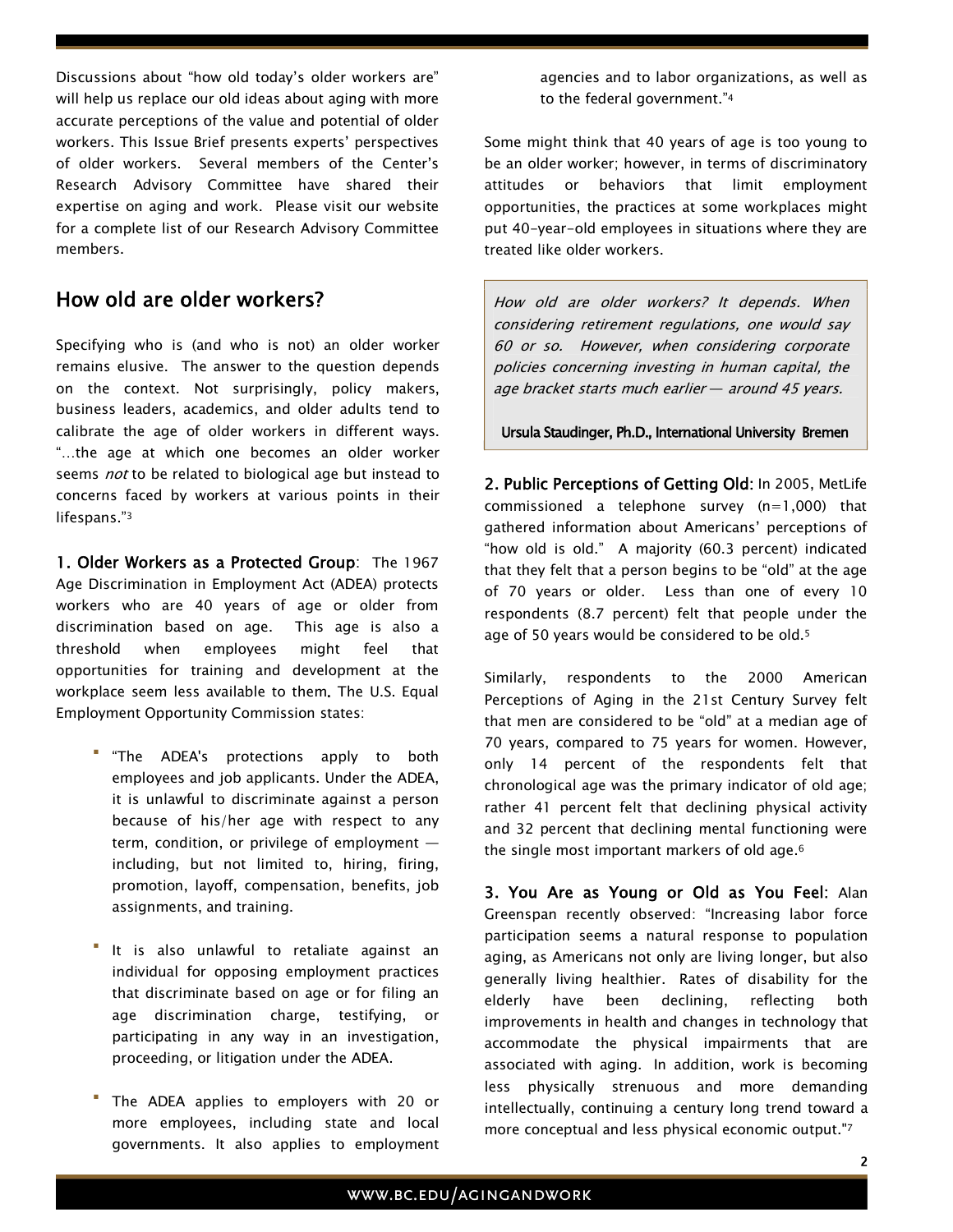Discussions about "how old today's older workers are" will help us replace our old ideas about aging with more accurate perceptions of the value and potential of older workers. This Issue Brief presents experts' perspectives of older workers. Several members of the Center's Research Advisory Committee have shared their expertise on aging and work. Please visit our website for a complete list of our Research Advisory Committee members.

## How old are older workers?

Specifying who is (and who is not) an older worker remains elusive. The answer to the question depends on the context. Not surprisingly, policy makers, business leaders, academics, and older adults tend to calibrate the age of older workers in different ways. "…the age at which one becomes an older worker seems *not* to be related to biological age but instead to concerns faced by workers at various points in their lifespans."[3]

**1. Older Workers as a Protected Group**: The 1967 Age Discrimination in Employment Act (ADEA) protects workers who are 40 years of age or older from discrimination based on age. This age is also a threshold when employees might feel that opportunities for training and development at the workplace seem less available to them. The U.S. Equal Employment Opportunity Commission states:

- "The ADEA's protections apply to both employees and job applicants. Under the ADEA, it is unlawful to discriminate against a person because of his/her age with respect to any term, condition, or privilege of employment — including, but not limited to, hiring, firing, promotion, layoff, compensation, benefits, job assignments, and training.
- It is also unlawful to retaliate against an individual for opposing employment practices that discriminate based on age or for filing an age discrimination charge, testifying, or participating in any way in an investigation, proceeding, or litigation under the ADEA.
- The ADEA applies to employers with 20 or more employees, including state and local governments. It also applies to employment agencies and to labor organizations, as well as to the federal government."[4]

Some might think that 40 years of age is too young to be an older worker; however, in terms of discriminatory attitudes or behaviors that limit employment opportunities, the practices at some workplaces might put 40-year-old employees in situations where they are treated like older workers.

> *How old are older workers? It depends. When considering retirement regulations, one would say 60 or so. However, when considering corporate policies concerning investing in human capital, the age bracket starts much earlier — around 45 years.*
>
> **Ursula Staudinger, Ph.D., International University Bremen**

**2. Public Perceptions of Getting Old:** In 2005, MetLife commissioned a telephone survey (n=1,000) that gathered information about Americans' perceptions of "how old is old." A majority (60.3 percent) indicated that they felt that a person begins to be "old" at the age of 70 years or older. Less than one of every 10 respondents (8.7 percent) felt that people under the age of 50 years would be considered to be old.[5]

Similarly, respondents to the 2000 American Perceptions of Aging in the 21st Century Survey felt that men are considered to be "old" at a median age of 70 years, compared to 75 years for women. However, only 14 percent of the respondents felt that chronological age was the primary indicator of old age; rather 41 percent felt that declining physical activity and 32 percent that declining mental functioning were the single most important markers of old age.[6]

**3. You Are as Young or Old as You Feel:** Alan Greenspan recently observed: "Increasing labor force participation seems a natural response to population aging, as Americans not only are living longer, but also generally living healthier. Rates of disability for the elderly have been declining, reflecting both improvements in health and changes in technology that accommodate the physical impairments that are associated with aging. In addition, work is becoming less physically strenuous and more demanding intellectually, continuing a century long trend toward a more conceptual and less physical economic output."[7]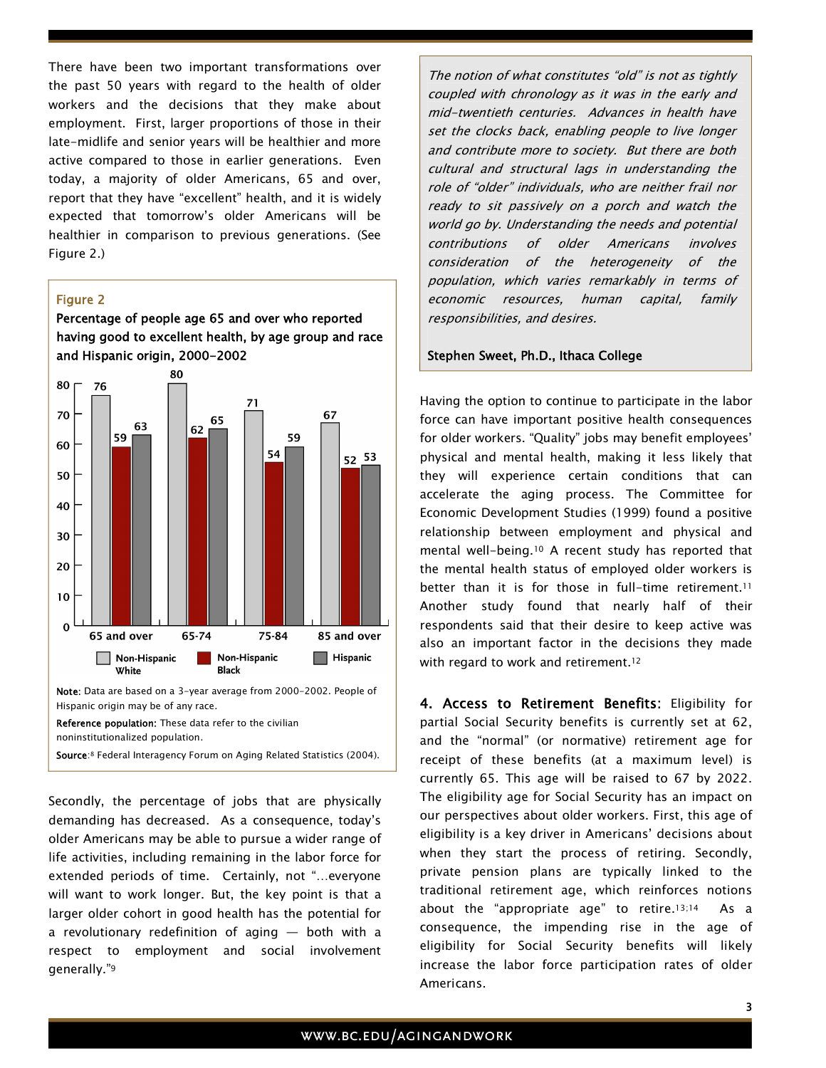There have been two important transformations over the past 50 years with regard to the health of older workers and the decisions that they make about employment. First, larger proportions of those in their late-midlife and senior years will be healthier and more active compared to those in earlier generations. Even today, a majority of older Americans, 65 and over, report that they have "excellent" health, and it is widely expected that tomorrow's older Americans will be healthier in comparison to previous generations. (See Figure 2.)

**Figure 2**

**Percentage of people age 65 and over who reported having good to excellent health, by age group and race and Hispanic origin, 2000-2002**

| Age group | Non-Hispanic White | Non-Hispanic Black | Hispanic |
|---|---|---|---|
| 65 and over | 76 | 59 | 63 |
| 65-74 | 80 | 62 | 65 |
| 75-84 | 71 | 54 | 59 |
| 85 and over | 67 | 52 | 53 |

**Note**: Data are based on a 3-year average from 2000-2002. People of Hispanic origin may be of any race.

**Reference population:** These data refer to the civilian noninstitutionalized population.

**Source**:[8] Federal Interagency Forum on Aging Related Statistics (2004).

Secondly, the percentage of jobs that are physically demanding has decreased. As a consequence, today's older Americans may be able to pursue a wider range of life activities, including remaining in the labor force for extended periods of time. Certainly, not "…everyone will want to work longer. But, the key point is that a larger older cohort in good health has the potential for a revolutionary redefinition of aging — both with a respect to employment and social involvement generally."[9]

*The notion of what constitutes "old" is not as tightly coupled with chronology as it was in the early and mid-twentieth centuries. Advances in health have set the clocks back, enabling people to live longer and contribute more to society. But there are both cultural and structural lags in understanding the role of "older" individuals, who are neither frail nor ready to sit passively on a porch and watch the world go by. Understanding the needs and potential contributions of older Americans involves consideration of the heterogeneity of the population, which varies remarkably in terms of economic resources, human capital, family responsibilities, and desires.*

Stephen Sweet, Ph.D., Ithaca College

Having the option to continue to participate in the labor force can have important positive health consequences for older workers. "Quality" jobs may benefit employees' physical and mental health, making it less likely that they will experience certain conditions that can accelerate the aging process. The Committee for Economic Development Studies (1999) found a positive relationship between employment and physical and mental well-being.[10] A recent study has reported that the mental health status of employed older workers is better than it is for those in full-time retirement.[11] Another study found that nearly half of their respondents said that their desire to keep active was also an important factor in the decisions they made with regard to work and retirement.[12]

**4. Access to Retirement Benefits:** Eligibility for partial Social Security benefits is currently set at 62, and the "normal" (or normative) retirement age for receipt of these benefits (at a maximum level) is currently 65. This age will be raised to 67 by 2022. The eligibility age for Social Security has an impact on our perspectives about older workers. First, this age of eligibility is a key driver in Americans' decisions about when they start the process of retiring. Secondly, private pension plans are typically linked to the traditional retirement age, which reinforces notions about the "appropriate age" to retire.[13;14] As a consequence, the impending rise in the age of eligibility for Social Security benefits will likely increase the labor force participation rates of older Americans.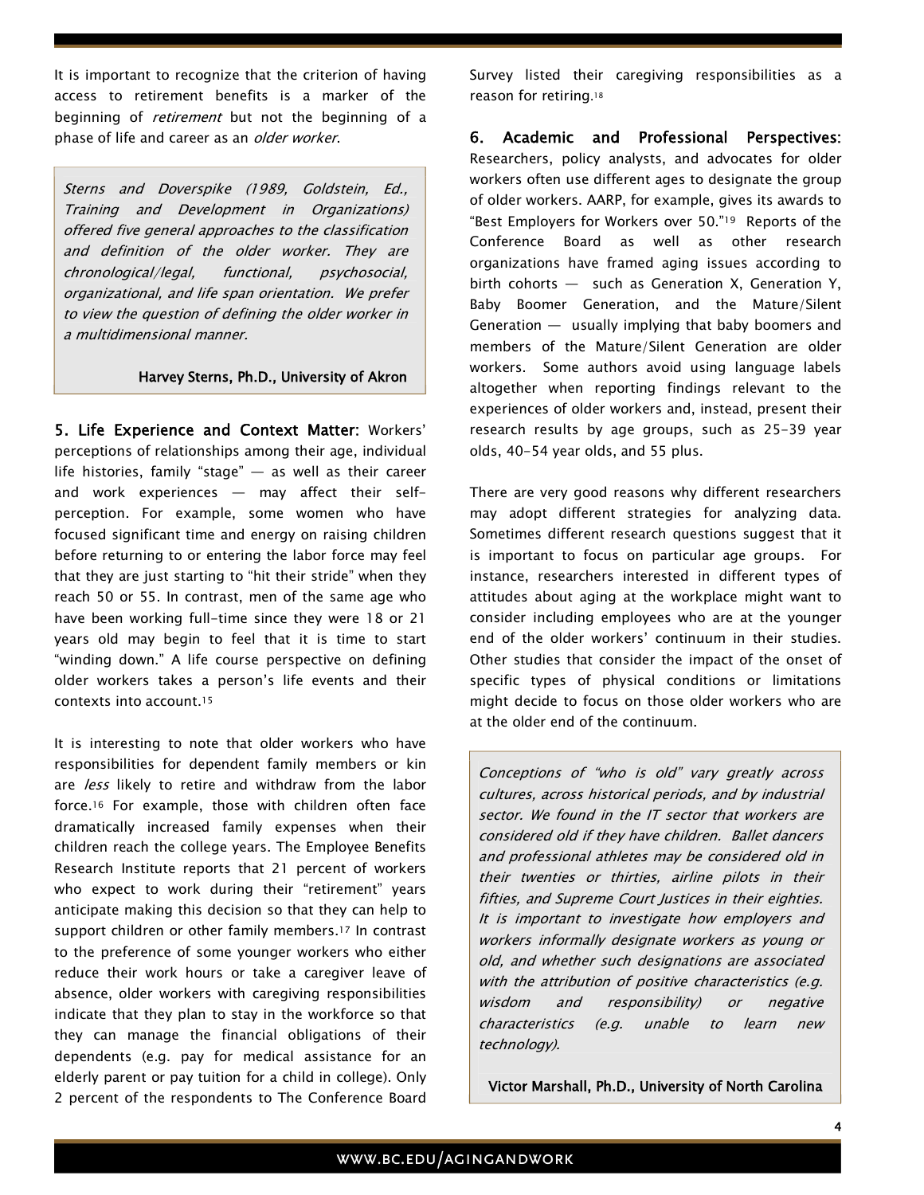It is important to recognize that the criterion of having access to retirement benefits is a marker of the beginning of *retirement* but not the beginning of a phase of life and career as an *older worker*.

> *Sterns and Doverspike (1989, Goldstein, Ed., Training and Development in Organizations) offered five general approaches to the classification and definition of the older worker. They are chronological/legal, functional, psychosocial, organizational, and life span orientation. We prefer to view the question of defining the older worker in a multidimensional manner.*
>
> **Harvey Sterns, Ph.D., University of Akron**

**5. Life Experience and Context Matter:** Workers' perceptions of relationships among their age, individual life histories, family "stage" — as well as their career and work experiences — may affect their self-perception. For example, some women who have focused significant time and energy on raising children before returning to or entering the labor force may feel that they are just starting to "hit their stride" when they reach 50 or 55. In contrast, men of the same age who have been working full-time since they were 18 or 21 years old may begin to feel that it is time to start "winding down." A life course perspective on defining older workers takes a person's life events and their contexts into account.[15]

It is interesting to note that older workers who have responsibilities for dependent family members or kin are *less* likely to retire and withdraw from the labor force.[16] For example, those with children often face dramatically increased family expenses when their children reach the college years. The Employee Benefits Research Institute reports that 21 percent of workers who expect to work during their "retirement" years anticipate making this decision so that they can help to support children or other family members.[17] In contrast to the preference of some younger workers who either reduce their work hours or take a caregiver leave of absence, older workers with caregiving responsibilities indicate that they plan to stay in the workforce so that they can manage the financial obligations of their dependents (e.g. pay for medical assistance for an elderly parent or pay tuition for a child in college). Only 2 percent of the respondents to The Conference Board Survey listed their caregiving responsibilities as a reason for retiring.[18]

**6. Academic and Professional Perspectives:** Researchers, policy analysts, and advocates for older workers often use different ages to designate the group of older workers. AARP, for example, gives its awards to "Best Employers for Workers over 50."[19] Reports of the Conference Board as well as other research organizations have framed aging issues according to birth cohorts — such as Generation X, Generation Y, Baby Boomer Generation, and the Mature/Silent Generation — usually implying that baby boomers and members of the Mature/Silent Generation are older workers. Some authors avoid using language labels altogether when reporting findings relevant to the experiences of older workers and, instead, present their research results by age groups, such as 25-39 year olds, 40-54 year olds, and 55 plus.

There are very good reasons why different researchers may adopt different strategies for analyzing data. Sometimes different research questions suggest that it is important to focus on particular age groups. For instance, researchers interested in different types of attitudes about aging at the workplace might want to consider including employees who are at the younger end of the older workers' continuum in their studies. Other studies that consider the impact of the onset of specific types of physical conditions or limitations might decide to focus on those older workers who are at the older end of the continuum.

> *Conceptions of "who is old" vary greatly across cultures, across historical periods, and by industrial sector. We found in the IT sector that workers are considered old if they have children. Ballet dancers and professional athletes may be considered old in their twenties or thirties, airline pilots in their fifties, and Supreme Court Justices in their eighties. It is important to investigate how employers and workers informally designate workers as young or old, and whether such designations are associated with the attribution of positive characteristics (e.g. wisdom and responsibility) or negative characteristics (e.g. unable to learn new technology).*
>
> **Victor Marshall, Ph.D., University of North Carolina**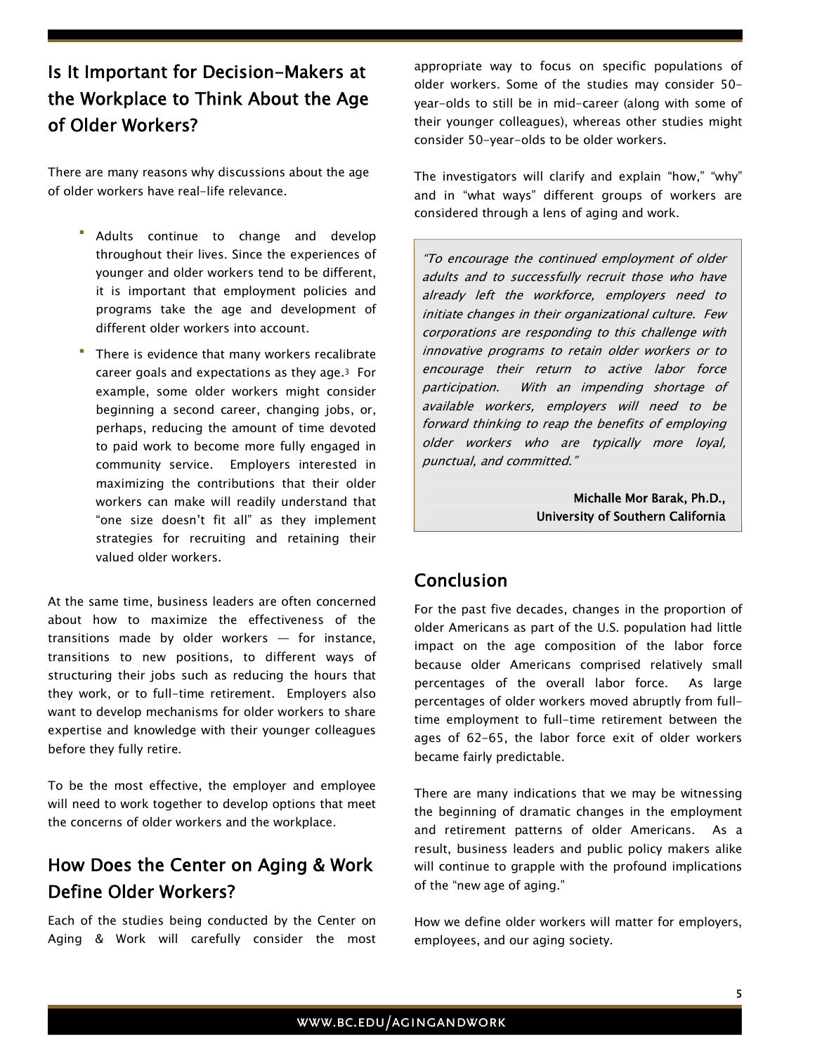## Is It Important for Decision-Makers at the Workplace to Think About the Age of Older Workers?

There are many reasons why discussions about the age of older workers have real-life relevance.

- Adults continue to change and develop throughout their lives. Since the experiences of younger and older workers tend to be different, it is important that employment policies and programs take the age and development of different older workers into account.
- There is evidence that many workers recalibrate career goals and expectations as they age.[3] For example, some older workers might consider beginning a second career, changing jobs, or, perhaps, reducing the amount of time devoted to paid work to become more fully engaged in community service. Employers interested in maximizing the contributions that their older workers can make will readily understand that "one size doesn't fit all" as they implement strategies for recruiting and retaining their valued older workers.

At the same time, business leaders are often concerned about how to maximize the effectiveness of the transitions made by older workers — for instance, transitions to new positions, to different ways of structuring their jobs such as reducing the hours that they work, or to full-time retirement. Employers also want to develop mechanisms for older workers to share expertise and knowledge with their younger colleagues before they fully retire.

To be the most effective, the employer and employee will need to work together to develop options that meet the concerns of older workers and the workplace.

## How Does the Center on Aging & Work Define Older Workers?

Each of the studies being conducted by the Center on Aging & Work will carefully consider the most appropriate way to focus on specific populations of older workers. Some of the studies may consider 50-year-olds to still be in mid-career (along with some of their younger colleagues), whereas other studies might consider 50-year-olds to be older workers.

The investigators will clarify and explain "how," "why" and in "what ways" different groups of workers are considered through a lens of aging and work.

> *"To encourage the continued employment of older adults and to successfully recruit those who have already left the workforce, employers need to initiate changes in their organizational culture. Few corporations are responding to this challenge with innovative programs to retain older workers or to encourage their return to active labor force participation. With an impending shortage of available workers, employers will need to be forward thinking to reap the benefits of employing older workers who are typically more loyal, punctual, and committed."*
>
> **Michalle Mor Barak, Ph.D., University of Southern California**

## Conclusion

For the past five decades, changes in the proportion of older Americans as part of the U.S. population had little impact on the age composition of the labor force because older Americans comprised relatively small percentages of the overall labor force. As large percentages of older workers moved abruptly from full-time employment to full-time retirement between the ages of 62-65, the labor force exit of older workers became fairly predictable.

There are many indications that we may be witnessing the beginning of dramatic changes in the employment and retirement patterns of older Americans. As a result, business leaders and public policy makers alike will continue to grapple with the profound implications of the "new age of aging."

How we define older workers will matter for employers, employees, and our aging society.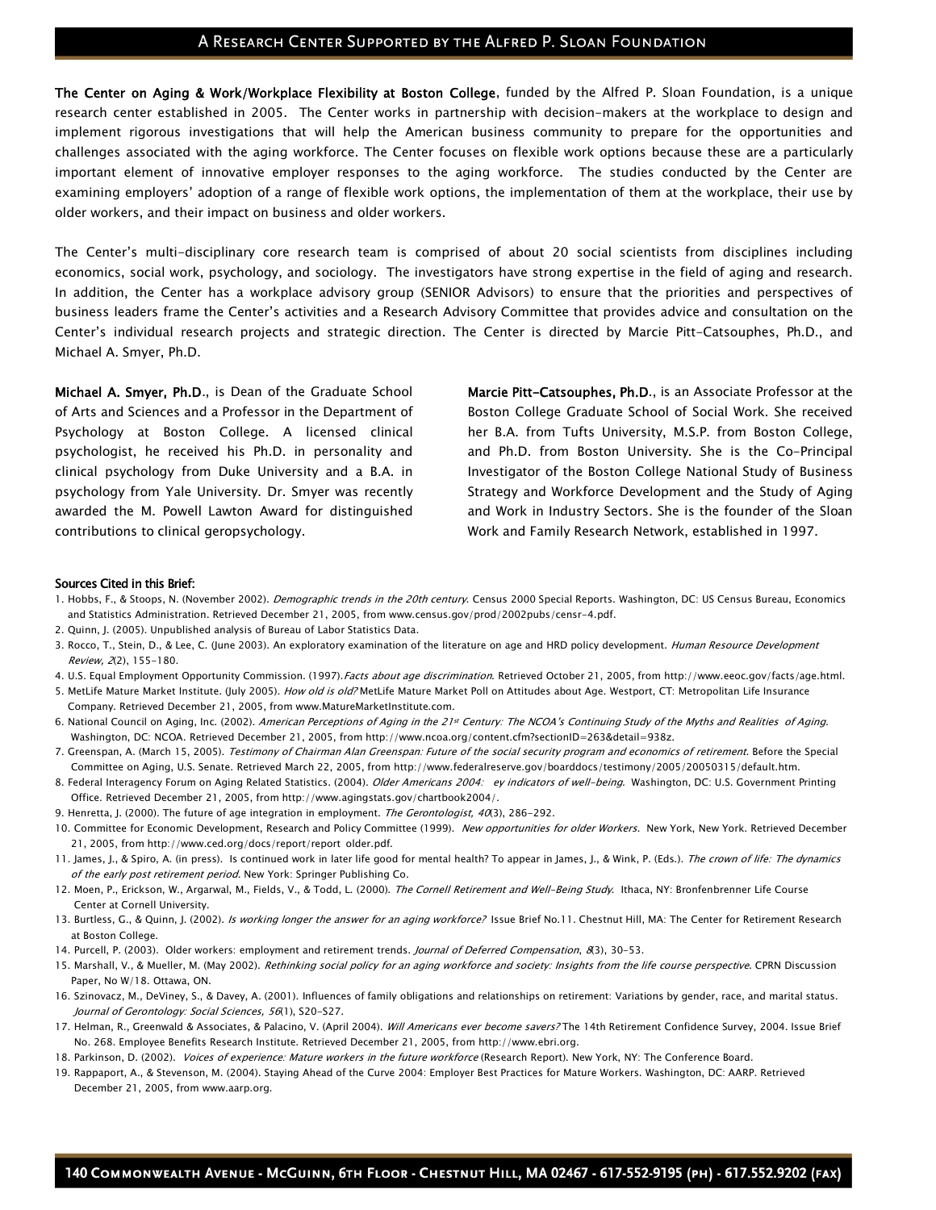## A Research Center Supported by the Alfred P. Sloan Foundation

**The Center on Aging & Work/Workplace Flexibility at Boston College**, funded by the Alfred P. Sloan Foundation, is a unique research center established in 2005. The Center works in partnership with decision-makers at the workplace to design and implement rigorous investigations that will help the American business community to prepare for the opportunities and challenges associated with the aging workforce. The Center focuses on flexible work options because these are a particularly important element of innovative employer responses to the aging workforce. The studies conducted by the Center are examining employers' adoption of a range of flexible work options, the implementation of them at the workplace, their use by older workers, and their impact on business and older workers.

The Center's multi-disciplinary core research team is comprised of about 20 social scientists from disciplines including economics, social work, psychology, and sociology. The investigators have strong expertise in the field of aging and research. In addition, the Center has a workplace advisory group (SENIOR Advisors) to ensure that the priorities and perspectives of business leaders frame the Center's activities and a Research Advisory Committee that provides advice and consultation on the Center's individual research projects and strategic direction. The Center is directed by Marcie Pitt-Catsouphes, Ph.D., and Michael A. Smyer, Ph.D.

**Michael A. Smyer, Ph.D.**, is Dean of the Graduate School of Arts and Sciences and a Professor in the Department of Psychology at Boston College. A licensed clinical psychologist, he received his Ph.D. in personality and clinical psychology from Duke University and a B.A. in psychology from Yale University. Dr. Smyer was recently awarded the M. Powell Lawton Award for distinguished contributions to clinical geropsychology.

**Marcie Pitt-Catsouphes, Ph.D.**, is an Associate Professor at the Boston College Graduate School of Social Work. She received her B.A. from Tufts University, M.S.P. from Boston College, and Ph.D. from Boston University. She is the Co-Principal Investigator of the Boston College National Study of Business Strategy and Workforce Development and the Study of Aging and Work in Industry Sectors. She is the founder of the Sloan Work and Family Research Network, established in 1997.

### Sources Cited in this Brief:

1. Hobbs, F., & Stoops, N. (November 2002). *Demographic trends in the 20th century.* Census 2000 Special Reports. Washington, DC: US Census Bureau, Economics and Statistics Administration. Retrieved December 21, 2005, from www.census.gov/prod/2002pubs/censr-4.pdf.
2. Quinn, J. (2005). Unpublished analysis of Bureau of Labor Statistics Data.
3. Rocco, T., Stein, D., & Lee, C. (June 2003). An exploratory examination of the literature on age and HRD policy development. *Human Resource Development Review, 2*(2), 155-180.
4. U.S. Equal Employment Opportunity Commission. (1997). *Facts about age discrimination.* Retrieved October 21, 2005, from http://www.eeoc.gov/facts/age.html.
5. MetLife Mature Market Institute. (July 2005). *How old is old?* MetLife Mature Market Poll on Attitudes about Age. Westport, CT: Metropolitan Life Insurance Company. Retrieved December 21, 2005, from www.MatureMarketInstitute.com.
6. National Council on Aging, Inc. (2002). *American Perceptions of Aging in the 21st Century: The NCOA's Continuing Study of the Myths and Realities of Aging.* Washington, DC: NCOA. Retrieved December 21, 2005, from http://www.ncoa.org/content.cfm?sectionID=263&detail=938z.
7. Greenspan, A. (March 15, 2005). *Testimony of Chairman Alan Greenspan: Future of the social security program and economics of retirement.* Before the Special Committee on Aging, U.S. Senate. Retrieved March 22, 2005, from http://www.federalreserve.gov/boarddocs/testimony/2005/20050315/default.htm.
8. Federal Interagency Forum on Aging Related Statistics. (2004). *Older Americans 2004: ey indicators of well-being.* Washington, DC: U.S. Government Printing Office. Retrieved December 21, 2005, from http://www.agingstats.gov/chartbook2004/.
9. Henretta, J. (2000). The future of age integration in employment. *The Gerontologist, 40*(3), 286-292.
10. Committee for Economic Development, Research and Policy Committee (1999). *New opportunities for older Workers.* New York, New York. Retrieved December 21, 2005, from http://www.ced.org/docs/report/report older.pdf.
11. James, J., & Spiro, A. (in press). Is continued work in later life good for mental health? To appear in James, J., & Wink, P. (Eds.). *The crown of life: The dynamics of the early post retirement period.* New York: Springer Publishing Co.
12. Moen, P., Erickson, W., Argarwal, M., Fields, V., & Todd, L. (2000). *The Cornell Retirement and Well-Being Study.* Ithaca, NY: Bronfenbrenner Life Course Center at Cornell University.
13. Burtless, G., & Quinn, J. (2002). *Is working longer the answer for an aging workforce?* Issue Brief No.11. Chestnut Hill, MA: The Center for Retirement Research at Boston College.
14. Purcell, P. (2003). Older workers: employment and retirement trends. *Journal of Deferred Compensation*, *8*(3), 30-53.
15. Marshall, V., & Mueller, M. (May 2002). *Rethinking social policy for an aging workforce and society: Insights from the life course perspective.* CPRN Discussion Paper, No W/18. Ottawa, ON.
16. Szinovacz, M., DeViney, S., & Davey, A. (2001). Influences of family obligations and relationships on retirement: Variations by gender, race, and marital status. *Journal of Gerontology: Social Sciences, 56*(1), S20-S27.
17. Helman, R., Greenwald & Associates, & Palacino, V. (April 2004). *Will Americans ever become savers?* The 14th Retirement Confidence Survey, 2004. Issue Brief No. 268. Employee Benefits Research Institute. Retrieved December 21, 2005, from http://www.ebri.org.
18. Parkinson, D. (2002). *Voices of experience: Mature workers in the future workforce* (Research Report). New York, NY: The Conference Board.
19. Rappaport, A., & Stevenson, M. (2004). Staying Ahead of the Curve 2004: Employer Best Practices for Mature Workers. Washington, DC: AARP. Retrieved December 21, 2005, from www.aarp.org.

**140 Commonwealth Avenue - McGuinn, 6th Floor - Chestnut Hill, MA 02467 - 617-552-9195 (ph) - 617.552.9202 (fax)**